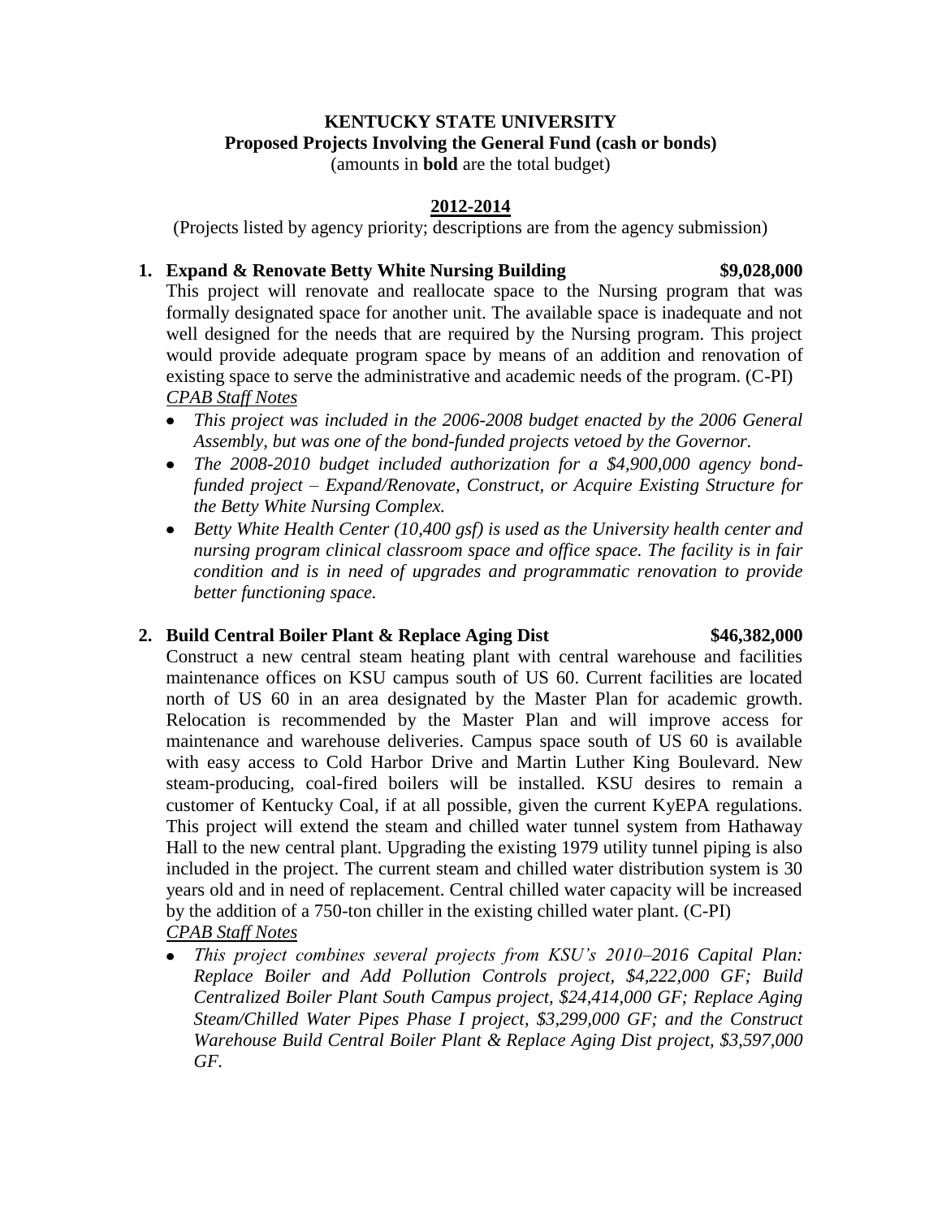**KENTUCKY STATE UNIVERSITY**
**Proposed Projects Involving the General Fund (cash or bonds)**
(amounts in **bold** are the total budget)

**2012-2014**

(Projects listed by agency priority; descriptions are from the agency submission)

**1. Expand & Renovate Betty White Nursing Building** **$9,028,000**

This project will renovate and reallocate space to the Nursing program that was formally designated space for another unit. The available space is inadequate and not well designed for the needs that are required by the Nursing program. This project would provide adequate program space by means of an addition and renovation of existing space to serve the administrative and academic needs of the program. (C-PI)

*CPAB Staff Notes*

- *This project was included in the 2006-2008 budget enacted by the 2006 General Assembly, but was one of the bond-funded projects vetoed by the Governor.*
- *The 2008-2010 budget included authorization for a $4,900,000 agency bond-funded project – Expand/Renovate, Construct, or Acquire Existing Structure for the Betty White Nursing Complex.*
- *Betty White Health Center (10,400 gsf) is used as the University health center and nursing program clinical classroom space and office space. The facility is in fair condition and is in need of upgrades and programmatic renovation to provide better functioning space.*

**2. Build Central Boiler Plant & Replace Aging Dist** **$46,382,000**

Construct a new central steam heating plant with central warehouse and facilities maintenance offices on KSU campus south of US 60. Current facilities are located north of US 60 in an area designated by the Master Plan for academic growth. Relocation is recommended by the Master Plan and will improve access for maintenance and warehouse deliveries. Campus space south of US 60 is available with easy access to Cold Harbor Drive and Martin Luther King Boulevard. New steam-producing, coal-fired boilers will be installed. KSU desires to remain a customer of Kentucky Coal, if at all possible, given the current KyEPA regulations. This project will extend the steam and chilled water tunnel system from Hathaway Hall to the new central plant. Upgrading the existing 1979 utility tunnel piping is also included in the project. The current steam and chilled water distribution system is 30 years old and in need of replacement. Central chilled water capacity will be increased by the addition of a 750-ton chiller in the existing chilled water plant. (C-PI)

*CPAB Staff Notes*

- *This project combines several projects from KSU's 2010–2016 Capital Plan: Replace Boiler and Add Pollution Controls project, $4,222,000 GF; Build Centralized Boiler Plant South Campus project, $24,414,000 GF; Replace Aging Steam/Chilled Water Pipes Phase I project, $3,299,000 GF; and the Construct Warehouse Build Central Boiler Plant & Replace Aging Dist project, $3,597,000 GF.*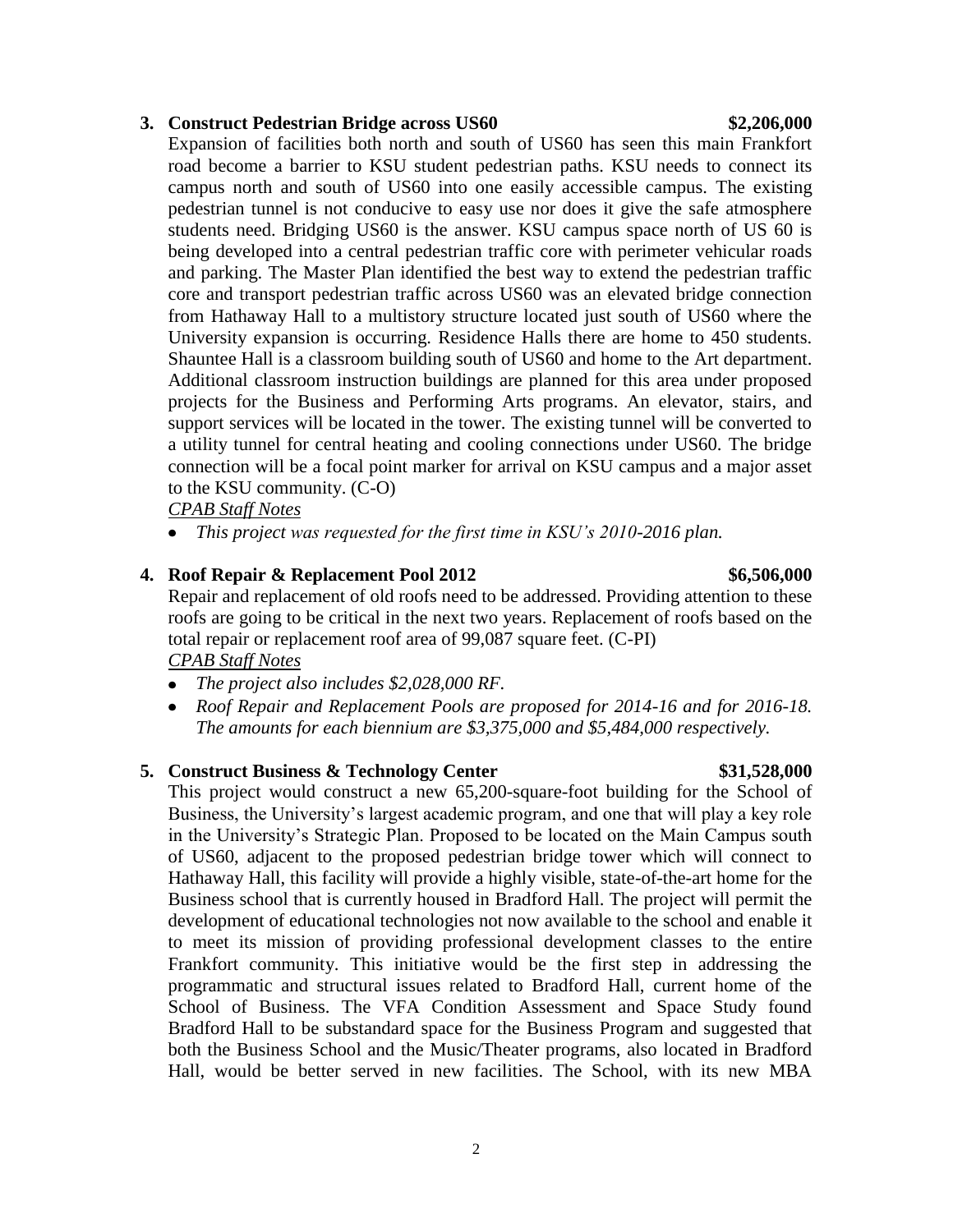**3. Construct Pedestrian Bridge across US60 $2,206,000**

Expansion of facilities both north and south of US60 has seen this main Frankfort road become a barrier to KSU student pedestrian paths. KSU needs to connect its campus north and south of US60 into one easily accessible campus. The existing pedestrian tunnel is not conducive to easy use nor does it give the safe atmosphere students need. Bridging US60 is the answer. KSU campus space north of US 60 is being developed into a central pedestrian traffic core with perimeter vehicular roads and parking. The Master Plan identified the best way to extend the pedestrian traffic core and transport pedestrian traffic across US60 was an elevated bridge connection from Hathaway Hall to a multistory structure located just south of US60 where the University expansion is occurring. Residence Halls there are home to 450 students. Shauntee Hall is a classroom building south of US60 and home to the Art department. Additional classroom instruction buildings are planned for this area under proposed projects for the Business and Performing Arts programs. An elevator, stairs, and support services will be located in the tower. The existing tunnel will be converted to a utility tunnel for central heating and cooling connections under US60. The bridge connection will be a focal point marker for arrival on KSU campus and a major asset to the KSU community. (C-O)

*CPAB Staff Notes*

- *This project was requested for the first time in KSU's 2010-2016 plan.*

**4. Roof Repair & Replacement Pool 2012 $6,506,000**

Repair and replacement of old roofs need to be addressed. Providing attention to these roofs are going to be critical in the next two years. Replacement of roofs based on the total repair or replacement roof area of 99,087 square feet. (C-PI)

*CPAB Staff Notes*

- *The project also includes $2,028,000 RF.*
- *Roof Repair and Replacement Pools are proposed for 2014-16 and for 2016-18. The amounts for each biennium are $3,375,000 and $5,484,000 respectively.*

**5. Construct Business & Technology Center $31,528,000**

This project would construct a new 65,200-square-foot building for the School of Business, the University's largest academic program, and one that will play a key role in the University's Strategic Plan. Proposed to be located on the Main Campus south of US60, adjacent to the proposed pedestrian bridge tower which will connect to Hathaway Hall, this facility will provide a highly visible, state-of-the-art home for the Business school that is currently housed in Bradford Hall. The project will permit the development of educational technologies not now available to the school and enable it to meet its mission of providing professional development classes to the entire Frankfort community. This initiative would be the first step in addressing the programmatic and structural issues related to Bradford Hall, current home of the School of Business. The VFA Condition Assessment and Space Study found Bradford Hall to be substandard space for the Business Program and suggested that both the Business School and the Music/Theater programs, also located in Bradford Hall, would be better served in new facilities. The School, with its new MBA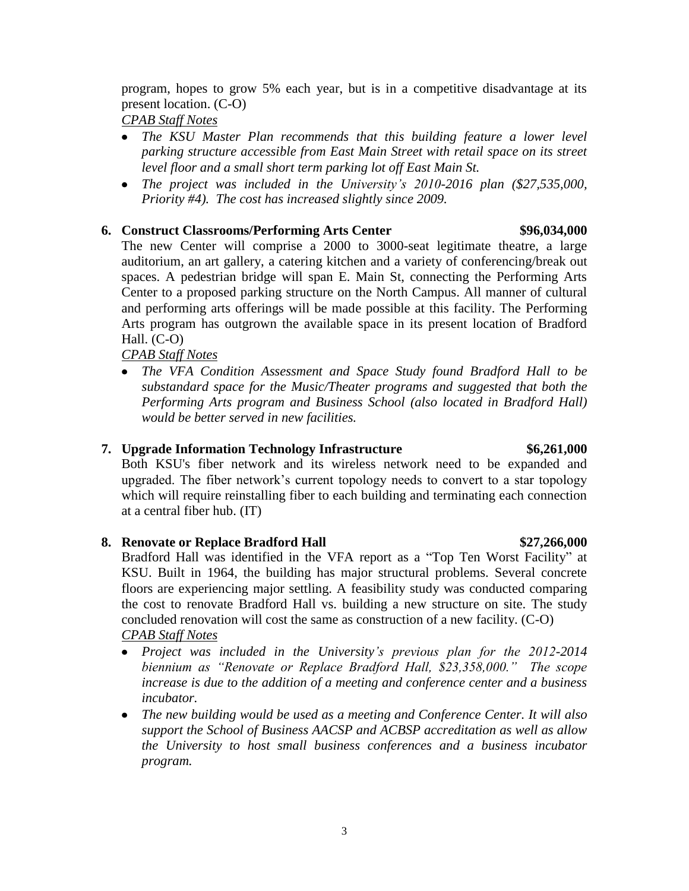program, hopes to grow 5% each year, but is in a competitive disadvantage at its present location. (C-O)

*CPAB Staff Notes*

- *The KSU Master Plan recommends that this building feature a lower level parking structure accessible from East Main Street with retail space on its street level floor and a small short term parking lot off East Main St.*
- *The project was included in the University's 2010-2016 plan ($27,535,000, Priority #4). The cost has increased slightly since 2009.*

**6. Construct Classrooms/Performing Arts Center — $96,034,000**

The new Center will comprise a 2000 to 3000-seat legitimate theatre, a large auditorium, an art gallery, a catering kitchen and a variety of conferencing/break out spaces. A pedestrian bridge will span E. Main St, connecting the Performing Arts Center to a proposed parking structure on the North Campus. All manner of cultural and performing arts offerings will be made possible at this facility. The Performing Arts program has outgrown the available space in its present location of Bradford Hall. (C-O)

*CPAB Staff Notes*

- *The VFA Condition Assessment and Space Study found Bradford Hall to be substandard space for the Music/Theater programs and suggested that both the Performing Arts program and Business School (also located in Bradford Hall) would be better served in new facilities.*

**7. Upgrade Information Technology Infrastructure — $6,261,000**

Both KSU's fiber network and its wireless network need to be expanded and upgraded. The fiber network's current topology needs to convert to a star topology which will require reinstalling fiber to each building and terminating each connection at a central fiber hub. (IT)

**8. Renovate or Replace Bradford Hall — $27,266,000**

Bradford Hall was identified in the VFA report as a "Top Ten Worst Facility" at KSU. Built in 1964, the building has major structural problems. Several concrete floors are experiencing major settling. A feasibility study was conducted comparing the cost to renovate Bradford Hall vs. building a new structure on site. The study concluded renovation will cost the same as construction of a new facility. (C-O)

*CPAB Staff Notes*

- *Project was included in the University's previous plan for the 2012-2014 biennium as "Renovate or Replace Bradford Hall, $23,358,000." The scope increase is due to the addition of a meeting and conference center and a business incubator.*
- *The new building would be used as a meeting and Conference Center. It will also support the School of Business AACSP and ACBSP accreditation as well as allow the University to host small business conferences and a business incubator program.*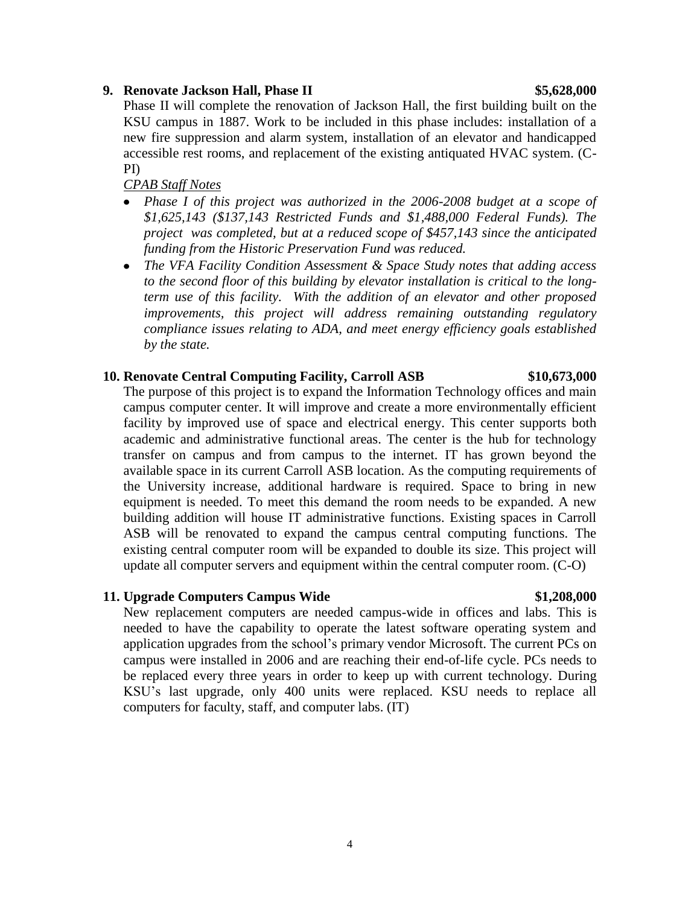**9. Renovate Jackson Hall, Phase II** **$5,628,000**

Phase II will complete the renovation of Jackson Hall, the first building built on the KSU campus in 1887. Work to be included in this phase includes: installation of a new fire suppression and alarm system, installation of an elevator and handicapped accessible rest rooms, and replacement of the existing antiquated HVAC system. (C-PI)

<u>*CPAB Staff Notes*</u>

- *Phase I of this project was authorized in the 2006-2008 budget at a scope of $1,625,143 ($137,143 Restricted Funds and $1,488,000 Federal Funds). The project was completed, but at a reduced scope of $457,143 since the anticipated funding from the Historic Preservation Fund was reduced.*
- *The VFA Facility Condition Assessment & Space Study notes that adding access to the second floor of this building by elevator installation is critical to the long-term use of this facility. With the addition of an elevator and other proposed improvements, this project will address remaining outstanding regulatory compliance issues relating to ADA, and meet energy efficiency goals established by the state.*

**10. Renovate Central Computing Facility, Carroll ASB** **$10,673,000**

The purpose of this project is to expand the Information Technology offices and main campus computer center. It will improve and create a more environmentally efficient facility by improved use of space and electrical energy. This center supports both academic and administrative functional areas. The center is the hub for technology transfer on campus and from campus to the internet. IT has grown beyond the available space in its current Carroll ASB location. As the computing requirements of the University increase, additional hardware is required. Space to bring in new equipment is needed. To meet this demand the room needs to be expanded. A new building addition will house IT administrative functions. Existing spaces in Carroll ASB will be renovated to expand the campus central computing functions. The existing central computer room will be expanded to double its size. This project will update all computer servers and equipment within the central computer room. (C-O)

**11. Upgrade Computers Campus Wide** **$1,208,000**

New replacement computers are needed campus-wide in offices and labs. This is needed to have the capability to operate the latest software operating system and application upgrades from the school's primary vendor Microsoft. The current PCs on campus were installed in 2006 and are reaching their end-of-life cycle. PCs needs to be replaced every three years in order to keep up with current technology. During KSU's last upgrade, only 400 units were replaced. KSU needs to replace all computers for faculty, staff, and computer labs. (IT)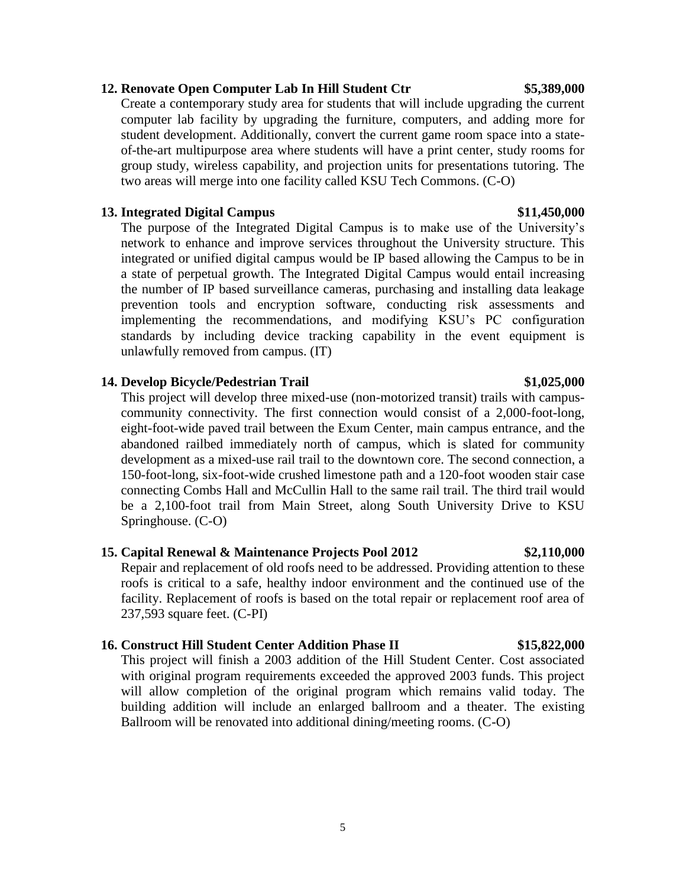**12. Renovate Open Computer Lab In Hill Student Ctr $5,389,000**

Create a contemporary study area for students that will include upgrading the current computer lab facility by upgrading the furniture, computers, and adding more for student development. Additionally, convert the current game room space into a state-of-the-art multipurpose area where students will have a print center, study rooms for group study, wireless capability, and projection units for presentations tutoring. The two areas will merge into one facility called KSU Tech Commons. (C-O)

**13. Integrated Digital Campus $11,450,000**

The purpose of the Integrated Digital Campus is to make use of the University's network to enhance and improve services throughout the University structure. This integrated or unified digital campus would be IP based allowing the Campus to be in a state of perpetual growth. The Integrated Digital Campus would entail increasing the number of IP based surveillance cameras, purchasing and installing data leakage prevention tools and encryption software, conducting risk assessments and implementing the recommendations, and modifying KSU's PC configuration standards by including device tracking capability in the event equipment is unlawfully removed from campus. (IT)

**14. Develop Bicycle/Pedestrian Trail $1,025,000**

This project will develop three mixed-use (non-motorized transit) trails with campus-community connectivity. The first connection would consist of a 2,000-foot-long, eight-foot-wide paved trail between the Exum Center, main campus entrance, and the abandoned railbed immediately north of campus, which is slated for community development as a mixed-use rail trail to the downtown core. The second connection, a 150-foot-long, six-foot-wide crushed limestone path and a 120-foot wooden stair case connecting Combs Hall and McCullin Hall to the same rail trail. The third trail would be a 2,100-foot trail from Main Street, along South University Drive to KSU Springhouse. (C-O)

**15. Capital Renewal & Maintenance Projects Pool 2012 $2,110,000**

Repair and replacement of old roofs need to be addressed. Providing attention to these roofs is critical to a safe, healthy indoor environment and the continued use of the facility. Replacement of roofs is based on the total repair or replacement roof area of 237,593 square feet. (C-PI)

**16. Construct Hill Student Center Addition Phase II $15,822,000**

This project will finish a 2003 addition of the Hill Student Center. Cost associated with original program requirements exceeded the approved 2003 funds. This project will allow completion of the original program which remains valid today. The building addition will include an enlarged ballroom and a theater. The existing Ballroom will be renovated into additional dining/meeting rooms. (C-O)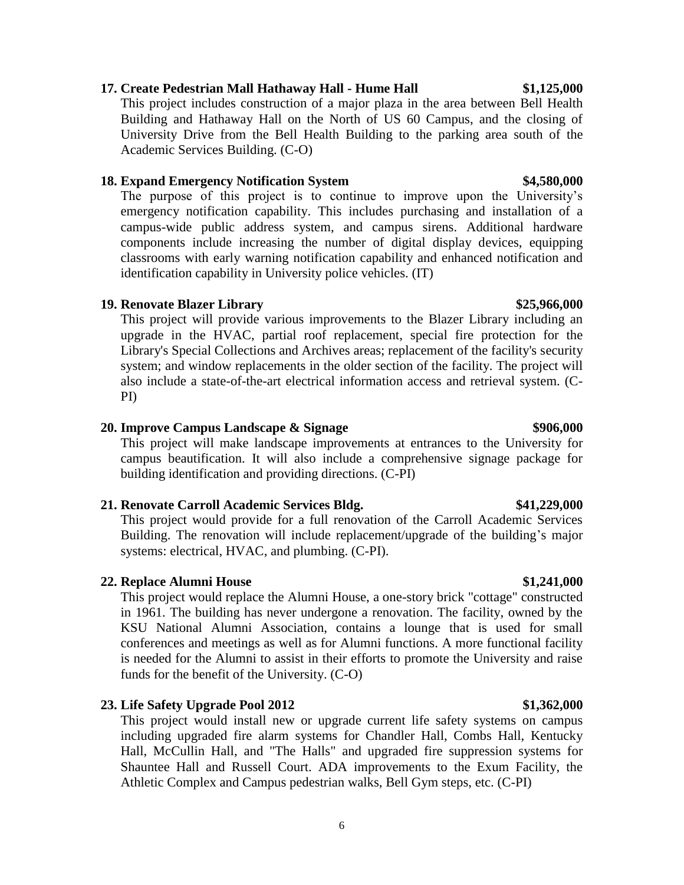**17. Create Pedestrian Mall Hathaway Hall - Hume Hall $1,125,000**

This project includes construction of a major plaza in the area between Bell Health Building and Hathaway Hall on the North of US 60 Campus, and the closing of University Drive from the Bell Health Building to the parking area south of the Academic Services Building. (C-O)

**18. Expand Emergency Notification System $4,580,000**

The purpose of this project is to continue to improve upon the University's emergency notification capability. This includes purchasing and installation of a campus-wide public address system, and campus sirens. Additional hardware components include increasing the number of digital display devices, equipping classrooms with early warning notification capability and enhanced notification and identification capability in University police vehicles. (IT)

**19. Renovate Blazer Library $25,966,000**

This project will provide various improvements to the Blazer Library including an upgrade in the HVAC, partial roof replacement, special fire protection for the Library's Special Collections and Archives areas; replacement of the facility's security system; and window replacements in the older section of the facility. The project will also include a state-of-the-art electrical information access and retrieval system. (C-PI)

**20. Improve Campus Landscape & Signage $906,000**

This project will make landscape improvements at entrances to the University for campus beautification. It will also include a comprehensive signage package for building identification and providing directions. (C-PI)

**21. Renovate Carroll Academic Services Bldg. $41,229,000**

This project would provide for a full renovation of the Carroll Academic Services Building. The renovation will include replacement/upgrade of the building's major systems: electrical, HVAC, and plumbing. (C-PI).

**22. Replace Alumni House $1,241,000**

This project would replace the Alumni House, a one-story brick "cottage" constructed in 1961. The building has never undergone a renovation. The facility, owned by the KSU National Alumni Association, contains a lounge that is used for small conferences and meetings as well as for Alumni functions. A more functional facility is needed for the Alumni to assist in their efforts to promote the University and raise funds for the benefit of the University. (C-O)

**23. Life Safety Upgrade Pool 2012 $1,362,000**

This project would install new or upgrade current life safety systems on campus including upgraded fire alarm systems for Chandler Hall, Combs Hall, Kentucky Hall, McCullin Hall, and "The Halls" and upgraded fire suppression systems for Shauntee Hall and Russell Court. ADA improvements to the Exum Facility, the Athletic Complex and Campus pedestrian walks, Bell Gym steps, etc. (C-PI)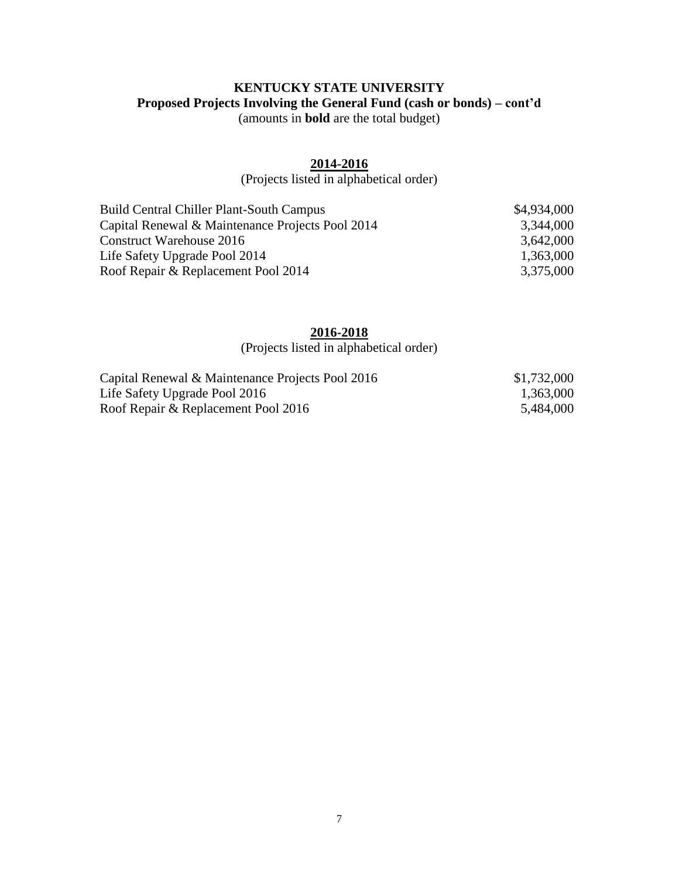# KENTUCKY STATE UNIVERSITY

## Proposed Projects Involving the General Fund (cash or bonds) – cont'd

(amounts in **bold** are the total budget)

### 2014-2016

(Projects listed in alphabetical order)

| Project | Amount |
|---|---|
| Build Central Chiller Plant-South Campus | $4,934,000 |
| Capital Renewal & Maintenance Projects Pool 2014 | 3,344,000 |
| Construct Warehouse 2016 | 3,642,000 |
| Life Safety Upgrade Pool 2014 | 1,363,000 |
| Roof Repair & Replacement Pool 2014 | 3,375,000 |

### 2016-2018

(Projects listed in alphabetical order)

| Project | Amount |
|---|---|
| Capital Renewal & Maintenance Projects Pool 2016 | $1,732,000 |
| Life Safety Upgrade Pool 2016 | 1,363,000 |
| Roof Repair & Replacement Pool 2016 | 5,484,000 |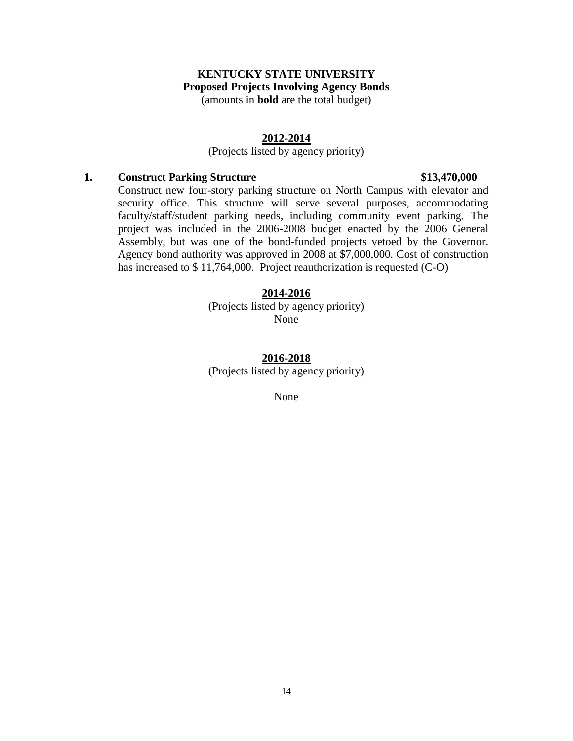**KENTUCKY STATE UNIVERSITY**
**Proposed Projects Involving Agency Bonds**
(amounts in **bold** are the total budget)

**2012-2014**
(Projects listed by agency priority)

**1. Construct Parking Structure** **$13,470,000**

Construct new four-story parking structure on North Campus with elevator and security office. This structure will serve several purposes, accommodating faculty/staff/student parking needs, including community event parking. The project was included in the 2006-2008 budget enacted by the 2006 General Assembly, but was one of the bond-funded projects vetoed by the Governor. Agency bond authority was approved in 2008 at $7,000,000. Cost of construction has increased to $ 11,764,000. Project reauthorization is requested (C-O)

**2014-2016**
(Projects listed by agency priority)
None

**2016-2018**
(Projects listed by agency priority)

None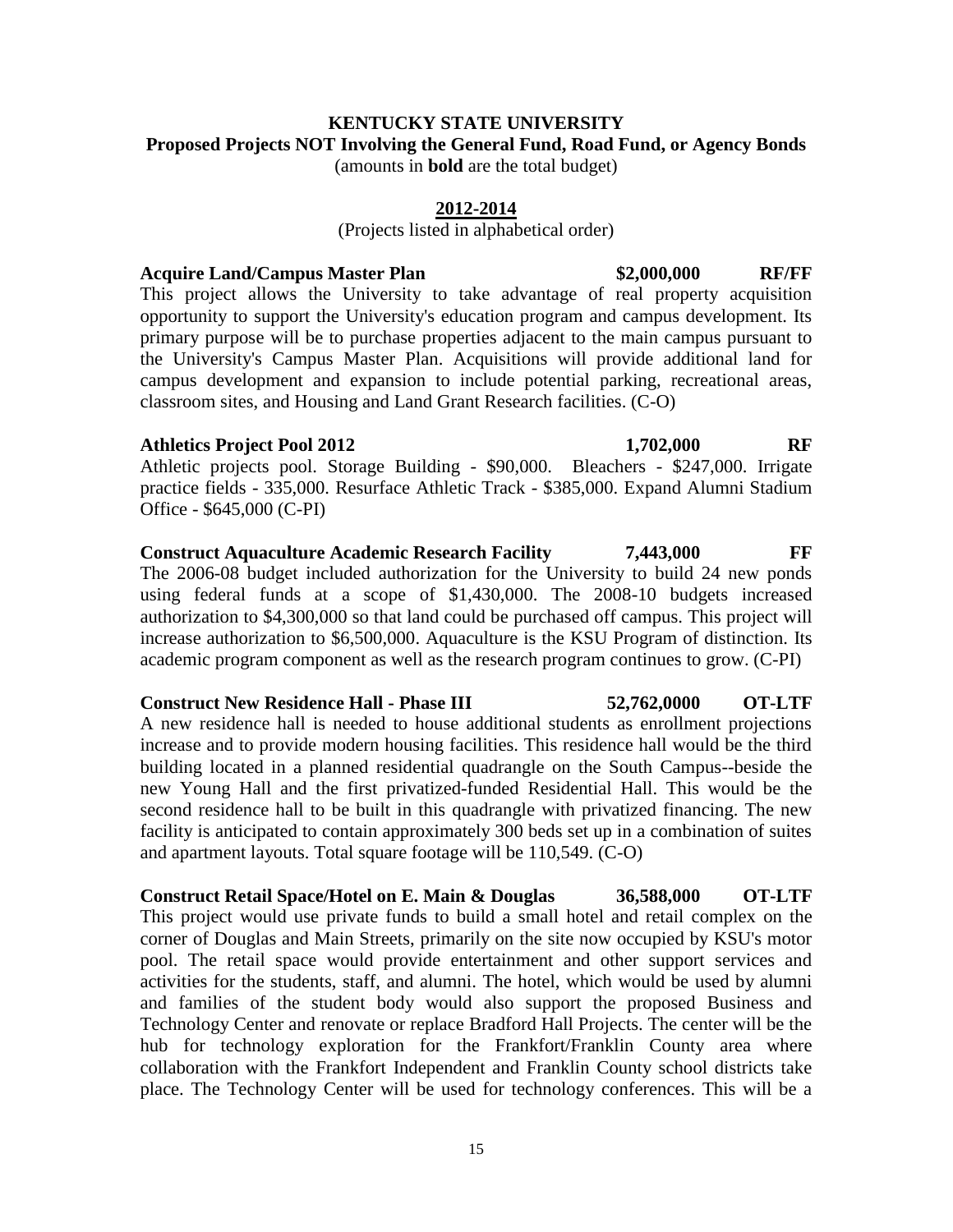**KENTUCKY STATE UNIVERSITY**
**Proposed Projects NOT Involving the General Fund, Road Fund, or Agency Bonds**
(amounts in **bold** are the total budget)

**2012-2014**
(Projects listed in alphabetical order)

**Acquire Land/Campus Master Plan — $2,000,000 — RF/FF**

This project allows the University to take advantage of real property acquisition opportunity to support the University's education program and campus development. Its primary purpose will be to purchase properties adjacent to the main campus pursuant to the University's Campus Master Plan. Acquisitions will provide additional land for campus development and expansion to include potential parking, recreational areas, classroom sites, and Housing and Land Grant Research facilities. (C-O)

**Athletics Project Pool 2012 — 1,702,000 — RF**

Athletic projects pool. Storage Building - $90,000. Bleachers - $247,000. Irrigate practice fields - 335,000. Resurface Athletic Track - $385,000. Expand Alumni Stadium Office - $645,000 (C-PI)

**Construct Aquaculture Academic Research Facility — 7,443,000 — FF**

The 2006-08 budget included authorization for the University to build 24 new ponds using federal funds at a scope of $1,430,000. The 2008-10 budgets increased authorization to $4,300,000 so that land could be purchased off campus. This project will increase authorization to $6,500,000. Aquaculture is the KSU Program of distinction. Its academic program component as well as the research program continues to grow. (C-PI)

**Construct New Residence Hall - Phase III — 52,762,0000 — OT-LTF**

A new residence hall is needed to house additional students as enrollment projections increase and to provide modern housing facilities. This residence hall would be the third building located in a planned residential quadrangle on the South Campus--beside the new Young Hall and the first privatized-funded Residential Hall. This would be the second residence hall to be built in this quadrangle with privatized financing. The new facility is anticipated to contain approximately 300 beds set up in a combination of suites and apartment layouts. Total square footage will be 110,549. (C-O)

**Construct Retail Space/Hotel on E. Main & Douglas — 36,588,000 — OT-LTF**

This project would use private funds to build a small hotel and retail complex on the corner of Douglas and Main Streets, primarily on the site now occupied by KSU's motor pool. The retail space would provide entertainment and other support services and activities for the students, staff, and alumni. The hotel, which would be used by alumni and families of the student body would also support the proposed Business and Technology Center and renovate or replace Bradford Hall Projects. The center will be the hub for technology exploration for the Frankfort/Franklin County area where collaboration with the Frankfort Independent and Franklin County school districts take place. The Technology Center will be used for technology conferences. This will be a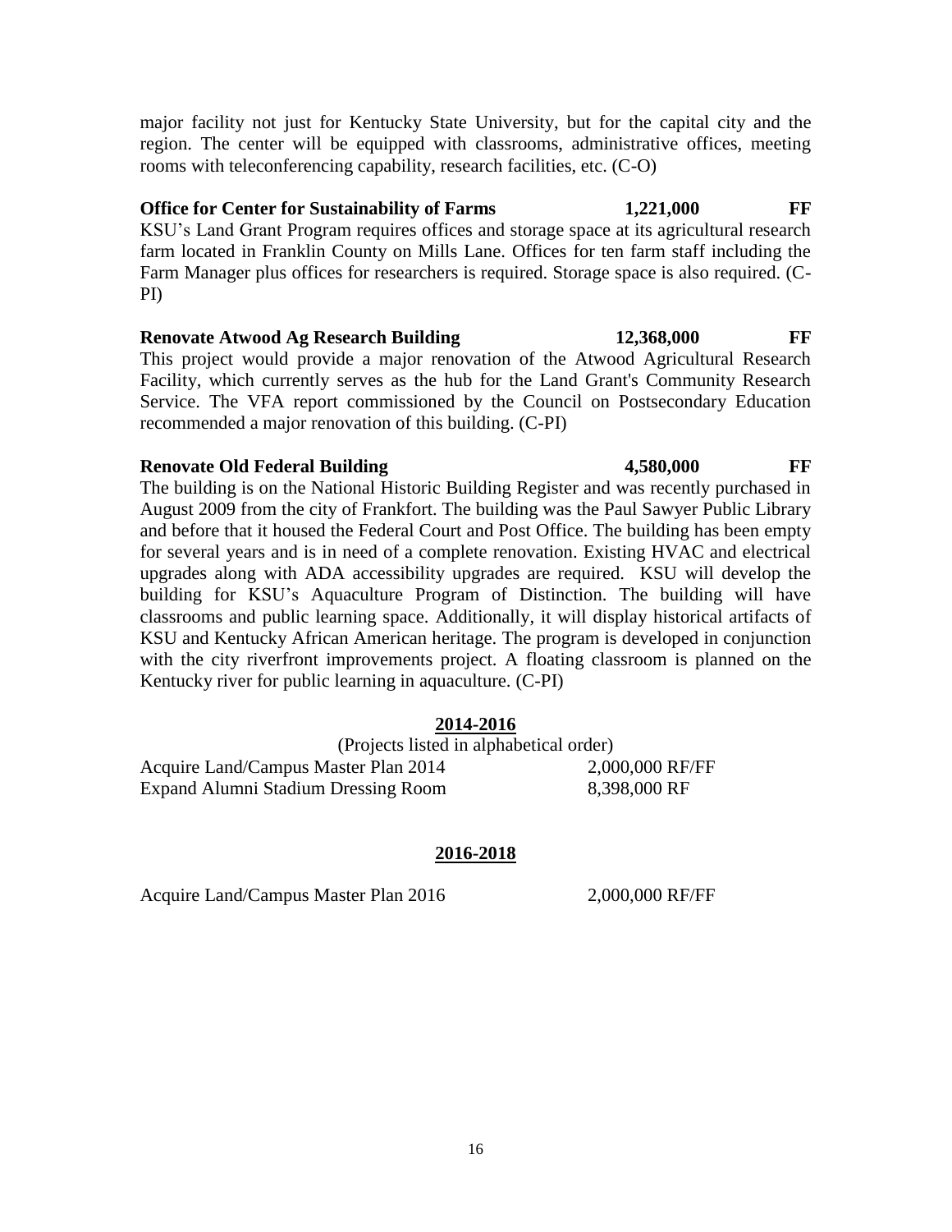major facility not just for Kentucky State University, but for the capital city and the region. The center will be equipped with classrooms, administrative offices, meeting rooms with teleconferencing capability, research facilities, etc. (C-O)

**Office for Center for Sustainability of Farms 1,221,000 FF**

KSU's Land Grant Program requires offices and storage space at its agricultural research farm located in Franklin County on Mills Lane. Offices for ten farm staff including the Farm Manager plus offices for researchers is required. Storage space is also required. (C-PI)

**Renovate Atwood Ag Research Building 12,368,000 FF**

This project would provide a major renovation of the Atwood Agricultural Research Facility, which currently serves as the hub for the Land Grant's Community Research Service. The VFA report commissioned by the Council on Postsecondary Education recommended a major renovation of this building. (C-PI)

**Renovate Old Federal Building 4,580,000 FF**

The building is on the National Historic Building Register and was recently purchased in August 2009 from the city of Frankfort. The building was the Paul Sawyer Public Library and before that it housed the Federal Court and Post Office. The building has been empty for several years and is in need of a complete renovation. Existing HVAC and electrical upgrades along with ADA accessibility upgrades are required. KSU will develop the building for KSU's Aquaculture Program of Distinction. The building will have classrooms and public learning space. Additionally, it will display historical artifacts of KSU and Kentucky African American heritage. The program is developed in conjunction with the city riverfront improvements project. A floating classroom is planned on the Kentucky river for public learning in aquaculture. (C-PI)

**2014-2016**

(Projects listed in alphabetical order)

| | |
|---|---|
| Acquire Land/Campus Master Plan 2014 | 2,000,000 RF/FF |
| Expand Alumni Stadium Dressing Room | 8,398,000 RF |

**2016-2018**

| | |
|---|---|
| Acquire Land/Campus Master Plan 2016 | 2,000,000 RF/FF |